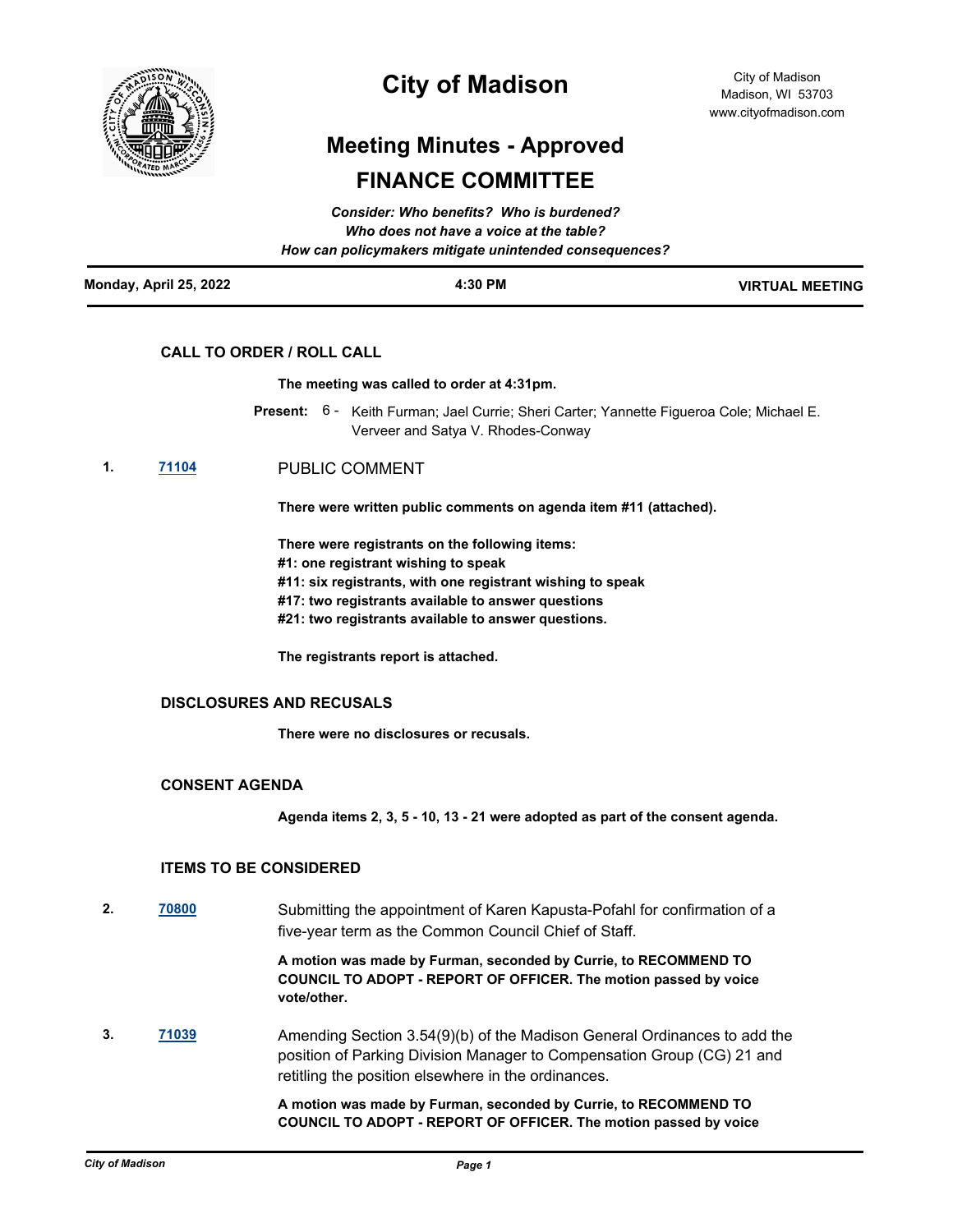# City of Madison

City of Madison
Madison, WI 53703
www.cityofmadison.com

## Meeting Minutes - Approved

## FINANCE COMMITTEE

*Consider: Who benefits? Who is burdened?*
*Who does not have a voice at the table?*
*How can policymakers mitigate unintended consequences?*

**Monday, April 25, 2022** | **4:30 PM** | **VIRTUAL MEETING**

### CALL TO ORDER / ROLL CALL

**The meeting was called to order at 4:31pm.**

**Present:** 6 - Keith Furman; Jael Currie; Sheri Carter; Yannette Figueroa Cole; Michael E. Verveer and Satya V. Rhodes-Conway

**1.** **71104** PUBLIC COMMENT

**There were written public comments on agenda item #11 (attached).**

**There were registrants on the following items:**
**#1: one registrant wishing to speak**
**#11: six registrants, with one registrant wishing to speak**
**#17: two registrants available to answer questions**
**#21: two registrants available to answer questions.**

**The registrants report is attached.**

### DISCLOSURES AND RECUSALS

**There were no disclosures or recusals.**

### CONSENT AGENDA

**Agenda items 2, 3, 5 - 10, 13 - 21 were adopted as part of the consent agenda.**

### ITEMS TO BE CONSIDERED

**2.** **70800** Submitting the appointment of Karen Kapusta-Pofahl for confirmation of a five-year term as the Common Council Chief of Staff.

**A motion was made by Furman, seconded by Currie, to RECOMMEND TO COUNCIL TO ADOPT - REPORT OF OFFICER. The motion passed by voice vote/other.**

**3.** **71039** Amending Section 3.54(9)(b) of the Madison General Ordinances to add the position of Parking Division Manager to Compensation Group (CG) 21 and retitling the position elsewhere in the ordinances.

**A motion was made by Furman, seconded by Currie, to RECOMMEND TO COUNCIL TO ADOPT - REPORT OF OFFICER. The motion passed by voice**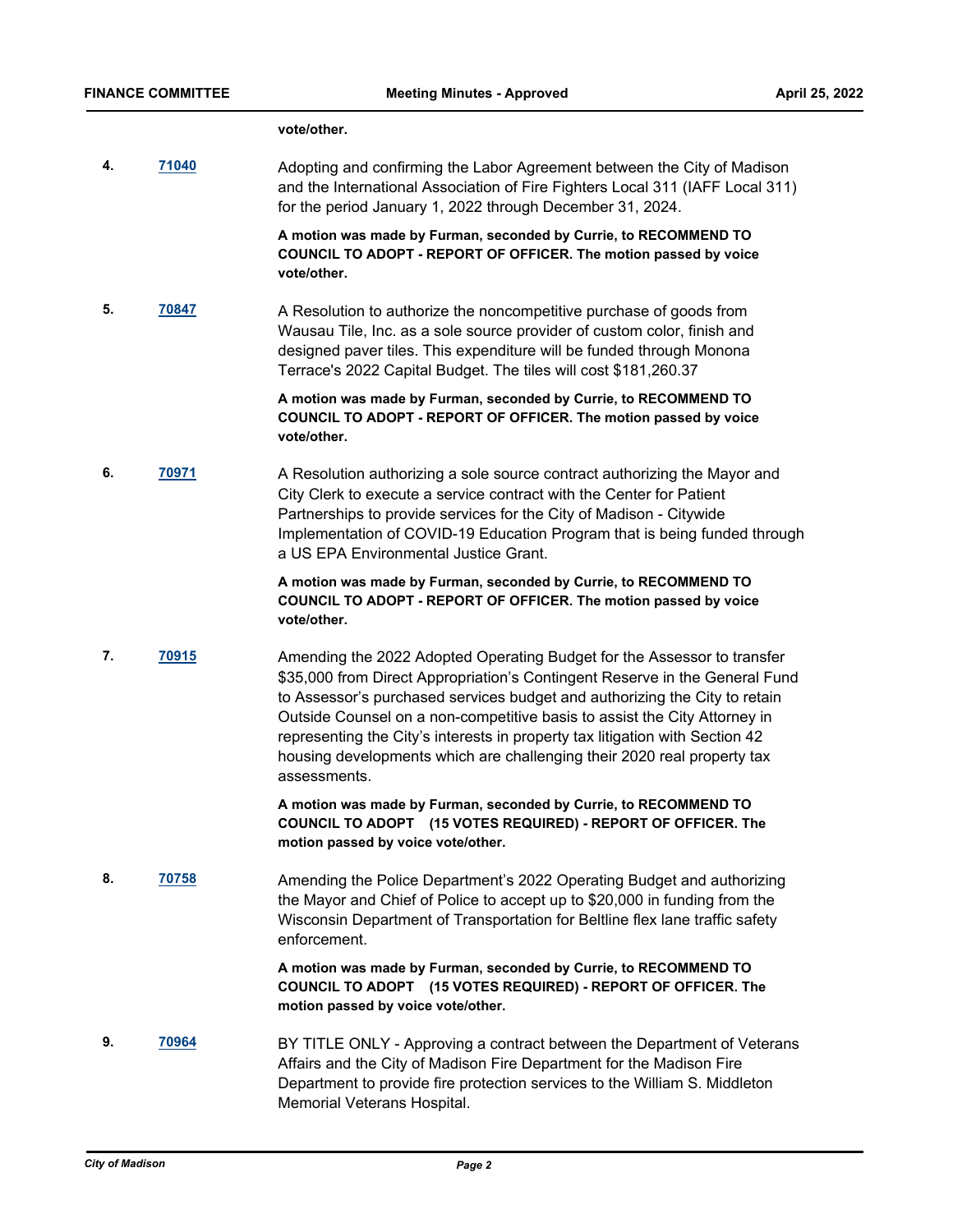**vote/other.**

4. **71040** Adopting and confirming the Labor Agreement between the City of Madison and the International Association of Fire Fighters Local 311 (IAFF Local 311) for the period January 1, 2022 through December 31, 2024.

   **A motion was made by Furman, seconded by Currie, to RECOMMEND TO COUNCIL TO ADOPT - REPORT OF OFFICER. The motion passed by voice vote/other.**

5. **70847** A Resolution to authorize the noncompetitive purchase of goods from Wausau Tile, Inc. as a sole source provider of custom color, finish and designed paver tiles. This expenditure will be funded through Monona Terrace's 2022 Capital Budget. The tiles will cost $181,260.37

   **A motion was made by Furman, seconded by Currie, to RECOMMEND TO COUNCIL TO ADOPT - REPORT OF OFFICER. The motion passed by voice vote/other.**

6. **70971** A Resolution authorizing a sole source contract authorizing the Mayor and City Clerk to execute a service contract with the Center for Patient Partnerships to provide services for the City of Madison - Citywide Implementation of COVID-19 Education Program that is being funded through a US EPA Environmental Justice Grant.

   **A motion was made by Furman, seconded by Currie, to RECOMMEND TO COUNCIL TO ADOPT - REPORT OF OFFICER. The motion passed by voice vote/other.**

7. **70915** Amending the 2022 Adopted Operating Budget for the Assessor to transfer $35,000 from Direct Appropriation's Contingent Reserve in the General Fund to Assessor's purchased services budget and authorizing the City to retain Outside Counsel on a non-competitive basis to assist the City Attorney in representing the City's interests in property tax litigation with Section 42 housing developments which are challenging their 2020 real property tax assessments.

   **A motion was made by Furman, seconded by Currie, to RECOMMEND TO COUNCIL TO ADOPT (15 VOTES REQUIRED) - REPORT OF OFFICER. The motion passed by voice vote/other.**

8. **70758** Amending the Police Department's 2022 Operating Budget and authorizing the Mayor and Chief of Police to accept up to $20,000 in funding from the Wisconsin Department of Transportation for Beltline flex lane traffic safety enforcement.

   **A motion was made by Furman, seconded by Currie, to RECOMMEND TO COUNCIL TO ADOPT (15 VOTES REQUIRED) - REPORT OF OFFICER. The motion passed by voice vote/other.**

9. **70964** BY TITLE ONLY - Approving a contract between the Department of Veterans Affairs and the City of Madison Fire Department for the Madison Fire Department to provide fire protection services to the William S. Middleton Memorial Veterans Hospital.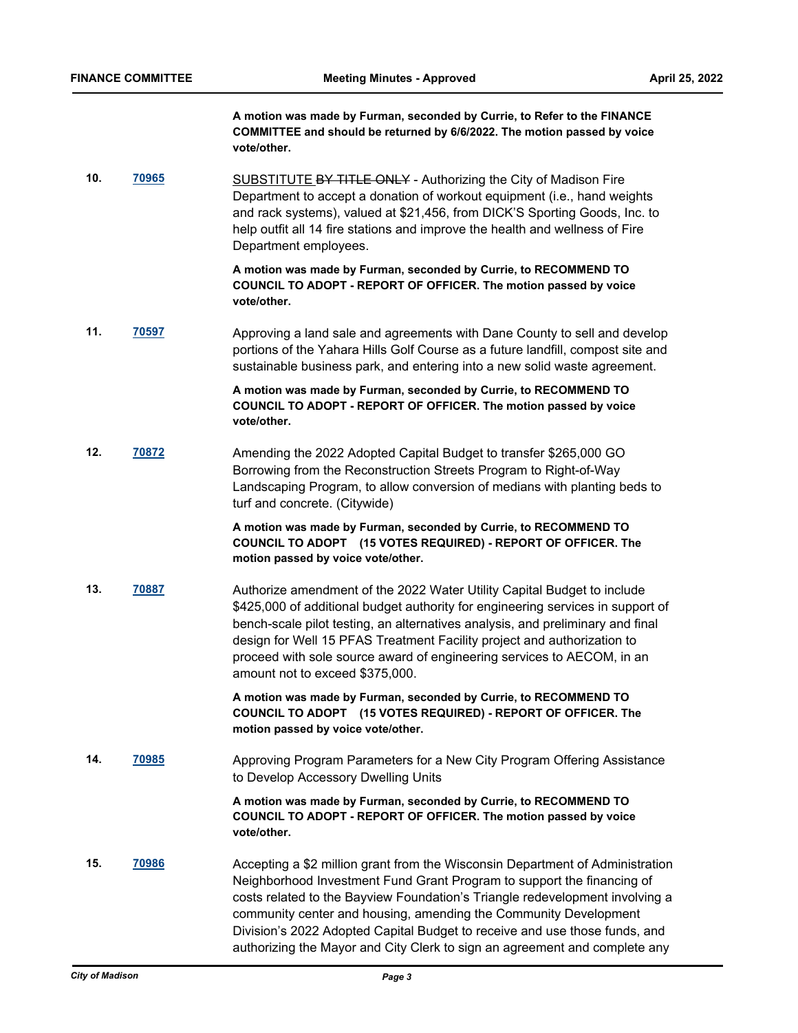**A motion was made by Furman, seconded by Currie, to Refer to the FINANCE COMMITTEE and should be returned by 6/6/2022. The motion passed by voice vote/other.**

**10.** [70965]

<u>SUBSTITUTE</u> ~~BY TITLE ONLY~~ - Authorizing the City of Madison Fire Department to accept a donation of workout equipment (i.e., hand weights and rack systems), valued at $21,456, from DICK'S Sporting Goods, Inc. to help outfit all 14 fire stations and improve the health and wellness of Fire Department employees.

**A motion was made by Furman, seconded by Currie, to RECOMMEND TO COUNCIL TO ADOPT - REPORT OF OFFICER. The motion passed by voice vote/other.**

**11.** [70597]

Approving a land sale and agreements with Dane County to sell and develop portions of the Yahara Hills Golf Course as a future landfill, compost site and sustainable business park, and entering into a new solid waste agreement.

**A motion was made by Furman, seconded by Currie, to RECOMMEND TO COUNCIL TO ADOPT - REPORT OF OFFICER. The motion passed by voice vote/other.**

**12.** [70872]

Amending the 2022 Adopted Capital Budget to transfer $265,000 GO Borrowing from the Reconstruction Streets Program to Right-of-Way Landscaping Program, to allow conversion of medians with planting beds to turf and concrete. (Citywide)

**A motion was made by Furman, seconded by Currie, to RECOMMEND TO COUNCIL TO ADOPT (15 VOTES REQUIRED) - REPORT OF OFFICER. The motion passed by voice vote/other.**

**13.** [70887]

Authorize amendment of the 2022 Water Utility Capital Budget to include $425,000 of additional budget authority for engineering services in support of bench-scale pilot testing, an alternatives analysis, and preliminary and final design for Well 15 PFAS Treatment Facility project and authorization to proceed with sole source award of engineering services to AECOM, in an amount not to exceed $375,000.

**A motion was made by Furman, seconded by Currie, to RECOMMEND TO COUNCIL TO ADOPT (15 VOTES REQUIRED) - REPORT OF OFFICER. The motion passed by voice vote/other.**

**14.** [70985]

Approving Program Parameters for a New City Program Offering Assistance to Develop Accessory Dwelling Units

**A motion was made by Furman, seconded by Currie, to RECOMMEND TO COUNCIL TO ADOPT - REPORT OF OFFICER. The motion passed by voice vote/other.**

**15.** [70986]

Accepting a $2 million grant from the Wisconsin Department of Administration Neighborhood Investment Fund Grant Program to support the financing of costs related to the Bayview Foundation's Triangle redevelopment involving a community center and housing, amending the Community Development Division's 2022 Adopted Capital Budget to receive and use those funds, and authorizing the Mayor and City Clerk to sign an agreement and complete any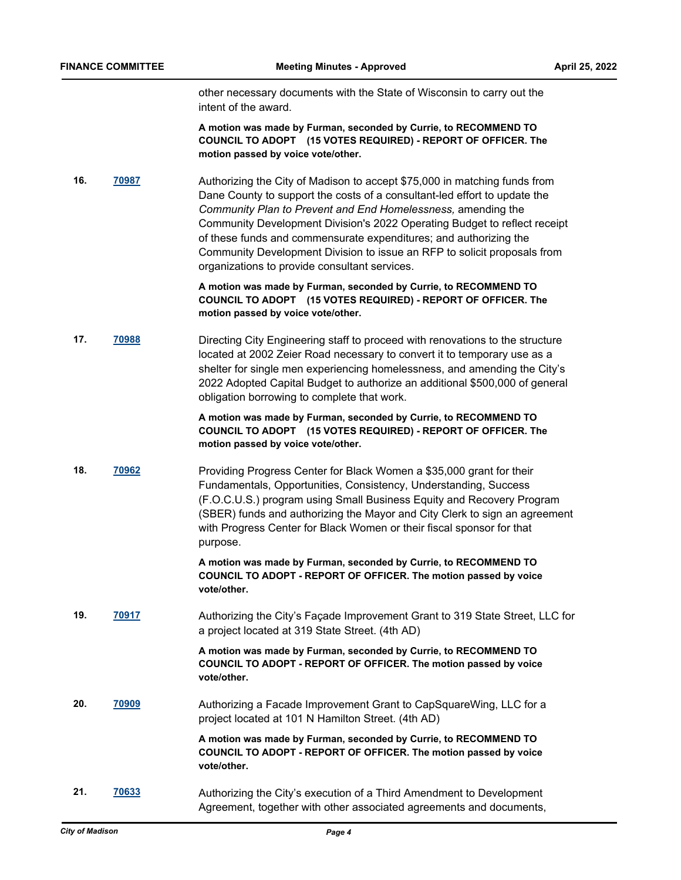other necessary documents with the State of Wisconsin to carry out the intent of the award.

**A motion was made by Furman, seconded by Currie, to RECOMMEND TO COUNCIL TO ADOPT (15 VOTES REQUIRED) - REPORT OF OFFICER. The motion passed by voice vote/other.**

**16.** [70987]

Authorizing the City of Madison to accept $75,000 in matching funds from Dane County to support the costs of a consultant-led effort to update the *Community Plan to Prevent and End Homelessness,* amending the Community Development Division's 2022 Operating Budget to reflect receipt of these funds and commensurate expenditures; and authorizing the Community Development Division to issue an RFP to solicit proposals from organizations to provide consultant services.

**A motion was made by Furman, seconded by Currie, to RECOMMEND TO COUNCIL TO ADOPT (15 VOTES REQUIRED) - REPORT OF OFFICER. The motion passed by voice vote/other.**

**17.** [70988]

Directing City Engineering staff to proceed with renovations to the structure located at 2002 Zeier Road necessary to convert it to temporary use as a shelter for single men experiencing homelessness, and amending the City's 2022 Adopted Capital Budget to authorize an additional $500,000 of general obligation borrowing to complete that work.

**A motion was made by Furman, seconded by Currie, to RECOMMEND TO COUNCIL TO ADOPT (15 VOTES REQUIRED) - REPORT OF OFFICER. The motion passed by voice vote/other.**

**18.** [70962]

Providing Progress Center for Black Women a $35,000 grant for their Fundamentals, Opportunities, Consistency, Understanding, Success (F.O.C.U.S.) program using Small Business Equity and Recovery Program (SBER) funds and authorizing the Mayor and City Clerk to sign an agreement with Progress Center for Black Women or their fiscal sponsor for that purpose.

**A motion was made by Furman, seconded by Currie, to RECOMMEND TO COUNCIL TO ADOPT - REPORT OF OFFICER. The motion passed by voice vote/other.**

**19.** [70917]

Authorizing the City's Façade Improvement Grant to 319 State Street, LLC for a project located at 319 State Street. (4th AD)

**A motion was made by Furman, seconded by Currie, to RECOMMEND TO COUNCIL TO ADOPT - REPORT OF OFFICER. The motion passed by voice vote/other.**

**20.** [70909]

Authorizing a Facade Improvement Grant to CapSquareWing, LLC for a project located at 101 N Hamilton Street. (4th AD)

**A motion was made by Furman, seconded by Currie, to RECOMMEND TO COUNCIL TO ADOPT - REPORT OF OFFICER. The motion passed by voice vote/other.**

**21.** [70633]

Authorizing the City's execution of a Third Amendment to Development Agreement, together with other associated agreements and documents,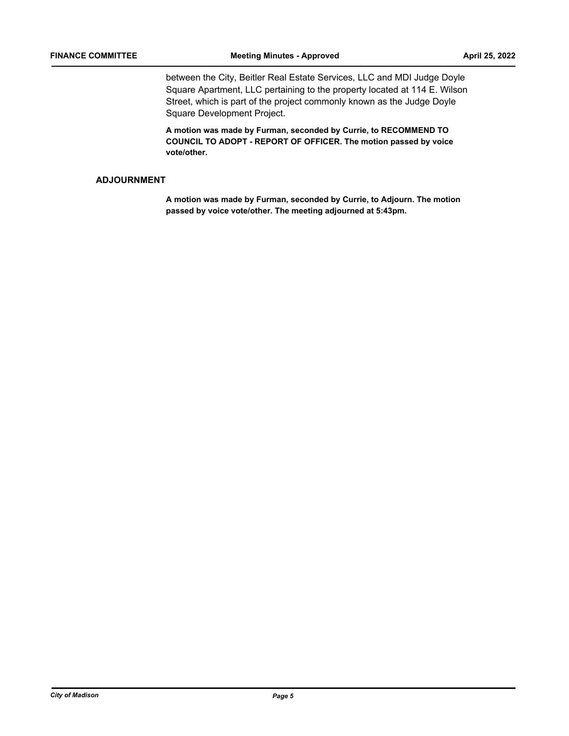between the City, Beitler Real Estate Services, LLC and MDI Judge Doyle Square Apartment, LLC pertaining to the property located at 114 E. Wilson Street, which is part of the project commonly known as the Judge Doyle Square Development Project.

**A motion was made by Furman, seconded by Currie, to RECOMMEND TO COUNCIL TO ADOPT - REPORT OF OFFICER. The motion passed by voice vote/other.**

## ADJOURNMENT

**A motion was made by Furman, seconded by Currie, to Adjourn. The motion passed by voice vote/other. The meeting adjourned at 5:43pm.**